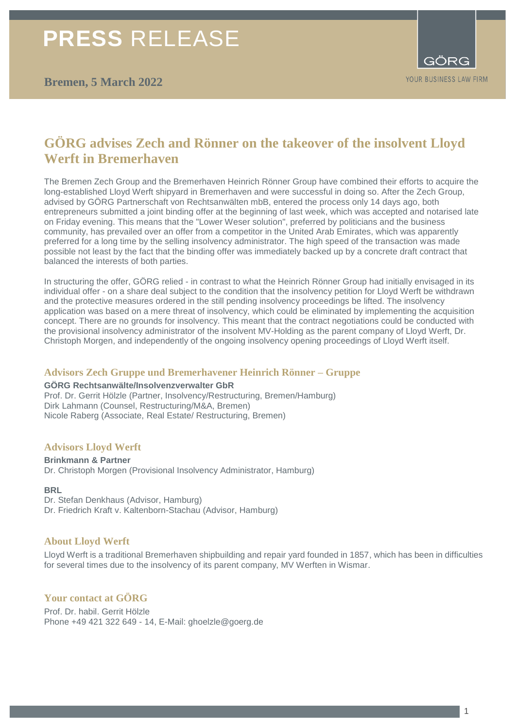# PRESS RELEASE

GÖRG
YOUR BUSINESS LAW FIRM

**Bremen, 5 March 2022**

## GÖRG advises Zech and Rönner on the takeover of the insolvent Lloyd Werft in Bremerhaven

The Bremen Zech Group and the Bremerhaven Heinrich Rönner Group have combined their efforts to acquire the long-established Lloyd Werft shipyard in Bremerhaven and were successful in doing so. After the Zech Group, advised by GÖRG Partnerschaft von Rechtsanwälten mbB, entered the process only 14 days ago, both entrepreneurs submitted a joint binding offer at the beginning of last week, which was accepted and notarised late on Friday evening. This means that the "Lower Weser solution", preferred by politicians and the business community, has prevailed over an offer from a competitor in the United Arab Emirates, which was apparently preferred for a long time by the selling insolvency administrator. The high speed of the transaction was made possible not least by the fact that the binding offer was immediately backed up by a concrete draft contract that balanced the interests of both parties.

In structuring the offer, GÖRG relied - in contrast to what the Heinrich Rönner Group had initially envisaged in its individual offer - on a share deal subject to the condition that the insolvency petition for Lloyd Werft be withdrawn and the protective measures ordered in the still pending insolvency proceedings be lifted. The insolvency application was based on a mere threat of insolvency, which could be eliminated by implementing the acquisition concept. There are no grounds for insolvency. This meant that the contract negotiations could be conducted with the provisional insolvency administrator of the insolvent MV-Holding as the parent company of Lloyd Werft, Dr. Christoph Morgen, and independently of the ongoing insolvency opening proceedings of Lloyd Werft itself.

### Advisors Zech Gruppe und Bremerhavener Heinrich Rönner – Gruppe

**GÖRG Rechtsanwälte/Insolvenzverwalter GbR**
Prof. Dr. Gerrit Hölzle (Partner, Insolvency/Restructuring, Bremen/Hamburg)
Dirk Lahmann (Counsel, Restructuring/M&A, Bremen)
Nicole Raberg (Associate, Real Estate/ Restructuring, Bremen)

### Advisors Lloyd Werft

**Brinkmann & Partner**
Dr. Christoph Morgen (Provisional Insolvency Administrator, Hamburg)

**BRL**
Dr. Stefan Denkhaus (Advisor, Hamburg)
Dr. Friedrich Kraft v. Kaltenborn-Stachau (Advisor, Hamburg)

### About Lloyd Werft

Lloyd Werft is a traditional Bremerhaven shipbuilding and repair yard founded in 1857, which has been in difficulties for several times due to the insolvency of its parent company, MV Werften in Wismar.

### Your contact at GÖRG

Prof. Dr. habil. Gerrit Hölzle
Phone +49 421 322 649 - 14, E-Mail: ghoelzle@goerg.de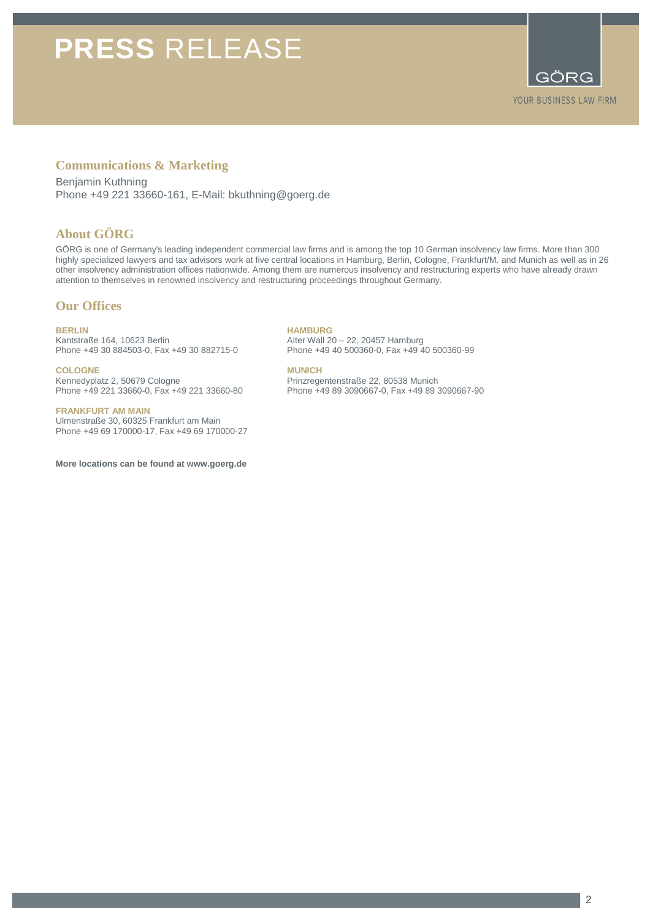## Communications & Marketing

Benjamin Kuthning
Phone +49 221 33660-161, E-Mail: bkuthning@goerg.de

## About GÖRG

GÖRG is one of Germany's leading independent commercial law firms and is among the top 10 German insolvency law firms. More than 300 highly specialized lawyers and tax advisors work at five central locations in Hamburg, Berlin, Cologne, Frankfurt/M. and Munich as well as in 26 other insolvency administration offices nationwide. Among them are numerous insolvency and restructuring experts who have already drawn attention to themselves in renowned insolvency and restructuring proceedings throughout Germany.

## Our Offices

**BERLIN**
Kantstraße 164, 10623 Berlin
Phone +49 30 884503-0, Fax +49 30 882715-0

**COLOGNE**
Kennedyplatz 2, 50679 Cologne
Phone +49 221 33660-0, Fax +49 221 33660-80

**FRANKFURT AM MAIN**
Ulmenstraße 30, 60325 Frankfurt am Main
Phone +49 69 170000-17, Fax +49 69 170000-27

**HAMBURG**
Alter Wall 20 – 22, 20457 Hamburg
Phone +49 40 500360-0, Fax +49 40 500360-99

**MUNICH**
Prinzregentenstraße 22, 80538 Munich
Phone +49 89 3090667-0, Fax +49 89 3090667-90

**More locations can be found at www.goerg.de**